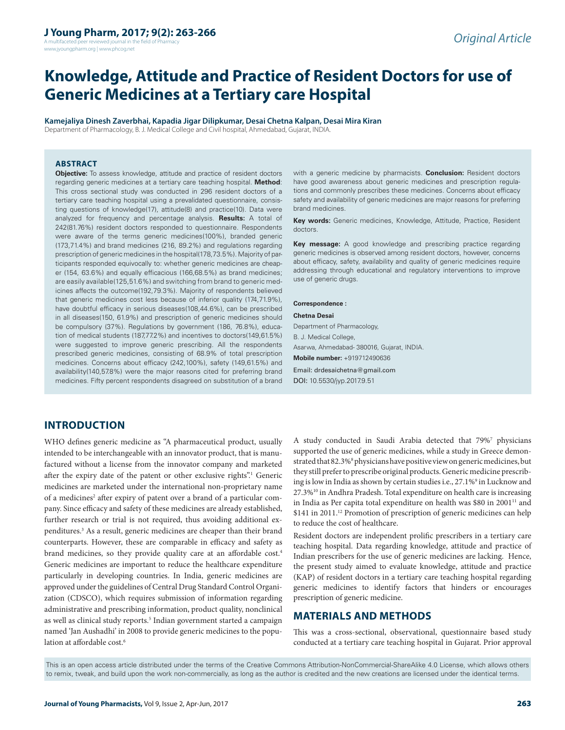Original Article

# Knowledge, Attitude and Practice of Resident Doctors for use of Generic Medicines at a Tertiary care Hospital

**Kamejaliya Dinesh Zaverbhai, Kapadia Jigar Dilipkumar, Desai Chetna Kalpan, Desai Mira Kiran**

Department of Pharmacology, B. J. Medical College and Civil hospital, Ahmedabad, Gujarat, INDIA.

## ABSTRACT

**Objective:** To assess knowledge, attitude and practice of resident doctors regarding generic medicines at a tertiary care teaching hospital. **Method**: This cross sectional study was conducted in 296 resident doctors of a tertiary care teaching hospital using a prevalidated questionnaire, consisting questions of knowledge(17), attitude(8) and practice(10). Data were analyzed for frequency and percentage analysis. **Results:** A total of 242(81.76%) resident doctors responded to questionnaire. Respondents were aware of the terms generic medicines(100%), branded generic (173,71.4%) and brand medicines (216, 89.2%) and regulations regarding prescription of generic medicines in the hospital(178,73.5%). Majority of participants responded equivocally to: whether generic medicines are cheaper (154, 63.6%) and equally efficacious (166,68.5%) as brand medicines; are easily available(125,51.6%) and switching from brand to generic medicines affects the outcome(192,79.3%). Majority of respondents believed that generic medicines cost less because of inferior quality (174,71.9%), have doubtful efficacy in serious diseases(108,44.6%), can be prescribed in all diseases(150, 61.9%) and prescription of generic medicines should be compulsory (37%). Regulations by government (186, 76.8%), education of medical students (187,77.2%) and incentives to doctors(149,61.5%) were suggested to improve generic prescribing. All the respondents prescribed generic medicines, consisting of 68.9% of total prescription medicines. Concerns about efficacy (242,100%), safety (149,61.5%) and availability(140,57.8%) were the major reasons cited for preferring brand medicines. Fifty percent respondents disagreed on substitution of a brand with a generic medicine by pharmacists. **Conclusion:** Resident doctors have good awareness about generic medicines and prescription regulations and commonly prescribes these medicines. Concerns about efficacy safety and availability of generic medicines are major reasons for preferring brand medicines.

**Key words:** Generic medicines, Knowledge, Attitude, Practice, Resident doctors.

**Key message:** A good knowledge and prescribing practice regarding generic medicines is observed among resident doctors, however, concerns about efficacy, safety, availability and quality of generic medicines require addressing through educational and regulatory interventions to improve use of generic drugs.

**Correspondence :**

**Chetna Desai**

Department of Pharmacology,

B. J. Medical College,

Asarwa, Ahmedabad- 380016, Gujarat, INDIA.

**Mobile number:** +919712490636

Email: drdesaichetna@gmail.com

DOI: 10.5530/jyp.2017.9.51

## INTRODUCTION

WHO defines generic medicine as "A pharmaceutical product, usually intended to be interchangeable with an innovator product, that is manufactured without a license from the innovator company and marketed after the expiry date of the patent or other exclusive rights".[1] Generic medicines are marketed under the international non-proprietary name of a medicines[2] after expiry of patent over a brand of a particular company. Since efficacy and safety of these medicines are already established, further research or trial is not required, thus avoiding additional expenditures.[3] As a result, generic medicines are cheaper than their brand counterparts. However, these are comparable in efficacy and safety as brand medicines, so they provide quality care at an affordable cost.[4] Generic medicines are important to reduce the healthcare expenditure particularly in developing countries. In India, generic medicines are approved under the guidelines of Central Drug Standard Control Organization (CDSCO), which requires submission of information regarding administrative and prescribing information, product quality, nonclinical as well as clinical study reports.[5] Indian government started a campaign named 'Jan Aushadhi' in 2008 to provide generic medicines to the population at affordable cost.[6]

A study conducted in Saudi Arabia detected that 79%[7] physicians supported the use of generic medicines, while a study in Greece demonstrated that 82.3%[8] physicians have positive view on generic medicines, but they still prefer to prescribe original products. Generic medicine prescribing is low in India as shown by certain studies i.e., 27.1%[9] in Lucknow and 27.3%[10] in Andhra Pradesh. Total expenditure on health care is increasing in India as Per capita total expenditure on health was $80 in 2001[11] and $141 in 2011.[12] Promotion of prescription of generic medicines can help to reduce the cost of healthcare.

Resident doctors are independent prolific prescribers in a tertiary care teaching hospital. Data regarding knowledge, attitude and practice of Indian prescribers for the use of generic medicines are lacking. Hence, the present study aimed to evaluate knowledge, attitude and practice (KAP) of resident doctors in a tertiary care teaching hospital regarding generic medicines to identify factors that hinders or encourages prescription of generic medicine.

## MATERIALS AND METHODS

This was a cross-sectional, observational, questionnaire based study conducted at a tertiary care teaching hospital in Gujarat. Prior approval

This is an open access article distributed under the terms of the Creative Commons Attribution-NonCommercial-ShareAlike 4.0 License, which allows others to remix, tweak, and build upon the work non-commercially, as long as the author is credited and the new creations are licensed under the identical terms.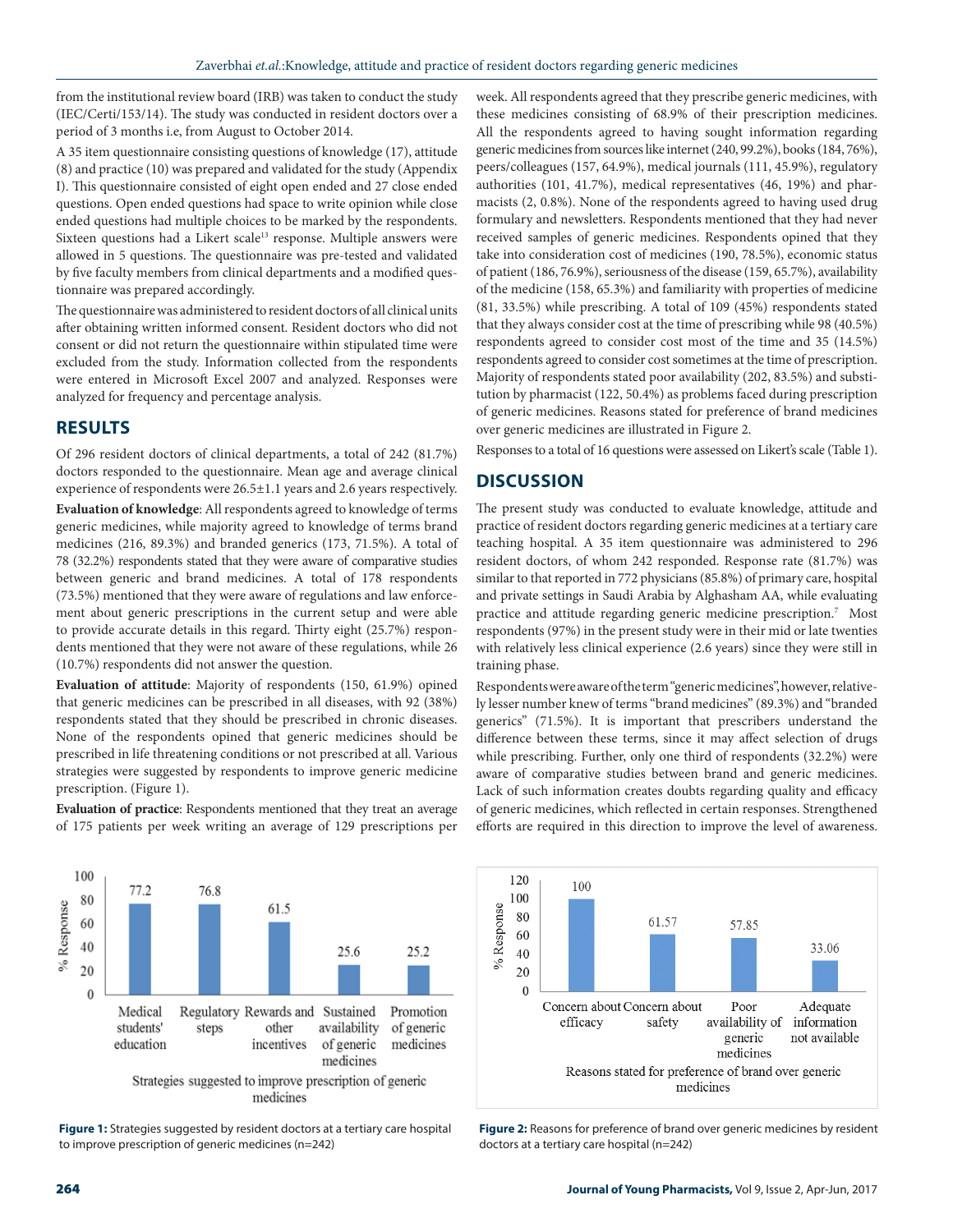from the institutional review board (IRB) was taken to conduct the study (IEC/Certi/153/14). The study was conducted in resident doctors over a period of 3 months i.e, from August to October 2014.

A 35 item questionnaire consisting questions of knowledge (17), attitude (8) and practice (10) was prepared and validated for the study (Appendix I). This questionnaire consisted of eight open ended and 27 close ended questions. Open ended questions had space to write opinion while close ended questions had multiple choices to be marked by the respondents. Sixteen questions had a Likert scale[13] response. Multiple answers were allowed in 5 questions. The questionnaire was pre-tested and validated by five faculty members from clinical departments and a modified questionnaire was prepared accordingly.

The questionnaire was administered to resident doctors of all clinical units after obtaining written informed consent. Resident doctors who did not consent or did not return the questionnaire within stipulated time were excluded from the study. Information collected from the respondents were entered in Microsoft Excel 2007 and analyzed. Responses were analyzed for frequency and percentage analysis.

## RESULTS

Of 296 resident doctors of clinical departments, a total of 242 (81.7%) doctors responded to the questionnaire. Mean age and average clinical experience of respondents were 26.5±1.1 years and 2.6 years respectively.

**Evaluation of knowledge**: All respondents agreed to knowledge of terms generic medicines, while majority agreed to knowledge of terms brand medicines (216, 89.3%) and branded generics (173, 71.5%). A total of 78 (32.2%) respondents stated that they were aware of comparative studies between generic and brand medicines. A total of 178 respondents (73.5%) mentioned that they were aware of regulations and law enforcement about generic prescriptions in the current setup and were able to provide accurate details in this regard. Thirty eight (25.7%) respondents mentioned that they were not aware of these regulations, while 26 (10.7%) respondents did not answer the question.

**Evaluation of attitude**: Majority of respondents (150, 61.9%) opined that generic medicines can be prescribed in all diseases, with 92 (38%) respondents stated that they should be prescribed in chronic diseases. None of the respondents opined that generic medicines should be prescribed in life threatening conditions or not prescribed at all. Various strategies were suggested by respondents to improve generic medicine prescription. (Figure 1).

**Evaluation of practice**: Respondents mentioned that they treat an average of 175 patients per week writing an average of 129 prescriptions per week. All respondents agreed that they prescribe generic medicines, with these medicines consisting of 68.9% of their prescription medicines. All the respondents agreed to having sought information regarding generic medicines from sources like internet (240, 99.2%), books (184, 76%), peers/colleagues (157, 64.9%), medical journals (111, 45.9%), regulatory authorities (101, 41.7%), medical representatives (46, 19%) and pharmacists (2, 0.8%). None of the respondents agreed to having used drug formulary and newsletters. Respondents mentioned that they had never received samples of generic medicines. Respondents opined that they take into consideration cost of medicines (190, 78.5%), economic status of patient (186, 76.9%), seriousness of the disease (159, 65.7%), availability of the medicine (158, 65.3%) and familiarity with properties of medicine (81, 33.5%) while prescribing. A total of 109 (45%) respondents stated that they always consider cost at the time of prescribing while 98 (40.5%) respondents agreed to consider cost most of the time and 35 (14.5%) respondents agreed to consider cost sometimes at the time of prescription. Majority of respondents stated poor availability (202, 83.5%) and substitution by pharmacist (122, 50.4%) as problems faced during prescription of generic medicines. Reasons stated for preference of brand medicines over generic medicines are illustrated in Figure 2.

Responses to a total of 16 questions were assessed on Likert's scale (Table 1).

## DISCUSSION

The present study was conducted to evaluate knowledge, attitude and practice of resident doctors regarding generic medicines at a tertiary care teaching hospital. A 35 item questionnaire was administered to 296 resident doctors, of whom 242 responded. Response rate (81.7%) was similar to that reported in 772 physicians (85.8%) of primary care, hospital and private settings in Saudi Arabia by Alghasham AA, while evaluating practice and attitude regarding generic medicine prescription.[7] Most respondents (97%) in the present study were in their mid or late twenties with relatively less clinical experience (2.6 years) since they were still in training phase.

Respondents were aware of the term "generic medicines", however, relatively lesser number knew of terms "brand medicines" (89.3%) and "branded generics" (71.5%). It is important that prescribers understand the difference between these terms, since it may affect selection of drugs while prescribing. Further, only one third of respondents (32.2%) were aware of comparative studies between brand and generic medicines. Lack of such information creates doubts regarding quality and efficacy of generic medicines, which reflected in certain responses. Strengthened efforts are required in this direction to improve the level of awareness.

| Strategies suggested to improve prescription of generic medicines | % Response |
|---|---|
| Medical students' education | 77.2 |
| Regulatory steps | 76.8 |
| Rewards and other incentives | 61.5 |
| Sustained availability of generic medicines | 25.6 |
| Promotion of generic medicines | 25.2 |

**Figure 1:** Strategies suggested by resident doctors at a tertiary care hospital to improve prescription of generic medicines (n=242)

| Reasons stated for preference of brand over generic medicines | % Response |
|---|---|
| Concern about efficacy | 100 |
| Concern about safety | 61.57 |
| Poor availability of generic medicines | 57.85 |
| Adequate information not available | 33.06 |

**Figure 2:** Reasons for preference of brand over generic medicines by resident doctors at a tertiary care hospital (n=242)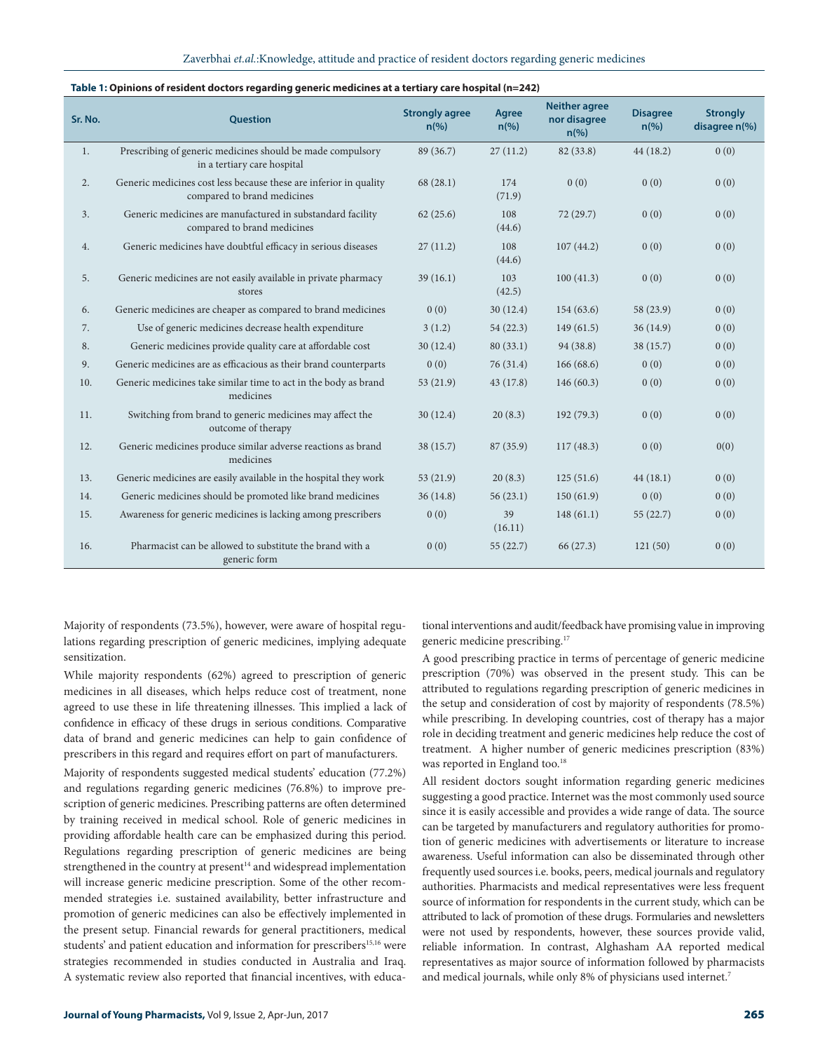**Table 1: Opinions of resident doctors regarding generic medicines at a tertiary care hospital (n=242)**

| Sr. No. | Question | Strongly agree n(%) | Agree n(%) | Neither agree nor disagree n(%) | Disagree n(%) | Strongly disagree n(%) |
|---|---|---|---|---|---|---|
| 1. | Prescribing of generic medicines should be made compulsory in a tertiary care hospital | 89 (36.7) | 27 (11.2) | 82 (33.8) | 44 (18.2) | 0 (0) |
| 2. | Generic medicines cost less because these are inferior in quality compared to brand medicines | 68 (28.1) | 174 (71.9) | 0 (0) | 0 (0) | 0 (0) |
| 3. | Generic medicines are manufactured in substandard facility compared to brand medicines | 62 (25.6) | 108 (44.6) | 72 (29.7) | 0 (0) | 0 (0) |
| 4. | Generic medicines have doubtful efficacy in serious diseases | 27 (11.2) | 108 (44.6) | 107 (44.2) | 0 (0) | 0 (0) |
| 5. | Generic medicines are not easily available in private pharmacy stores | 39 (16.1) | 103 (42.5) | 100 (41.3) | 0 (0) | 0 (0) |
| 6. | Generic medicines are cheaper as compared to brand medicines | 0 (0) | 30 (12.4) | 154 (63.6) | 58 (23.9) | 0 (0) |
| 7. | Use of generic medicines decrease health expenditure | 3 (1.2) | 54 (22.3) | 149 (61.5) | 36 (14.9) | 0 (0) |
| 8. | Generic medicines provide quality care at affordable cost | 30 (12.4) | 80 (33.1) | 94 (38.8) | 38 (15.7) | 0 (0) |
| 9. | Generic medicines are as efficacious as their brand counterparts | 0 (0) | 76 (31.4) | 166 (68.6) | 0 (0) | 0 (0) |
| 10. | Generic medicines take similar time to act in the body as brand medicines | 53 (21.9) | 43 (17.8) | 146 (60.3) | 0 (0) | 0 (0) |
| 11. | Switching from brand to generic medicines may affect the outcome of therapy | 30 (12.4) | 20 (8.3) | 192 (79.3) | 0 (0) | 0 (0) |
| 12. | Generic medicines produce similar adverse reactions as brand medicines | 38 (15.7) | 87 (35.9) | 117 (48.3) | 0 (0) | 0(0) |
| 13. | Generic medicines are easily available in the hospital they work | 53 (21.9) | 20 (8.3) | 125 (51.6) | 44 (18.1) | 0 (0) |
| 14. | Generic medicines should be promoted like brand medicines | 36 (14.8) | 56 (23.1) | 150 (61.9) | 0 (0) | 0 (0) |
| 15. | Awareness for generic medicines is lacking among prescribers | 0 (0) | 39 (16.11) | 148 (61.1) | 55 (22.7) | 0 (0) |
| 16. | Pharmacist can be allowed to substitute the brand with a generic form | 0 (0) | 55 (22.7) | 66 (27.3) | 121 (50) | 0 (0) |

Majority of respondents (73.5%), however, were aware of hospital regulations regarding prescription of generic medicines, implying adequate sensitization.

While majority respondents (62%) agreed to prescription of generic medicines in all diseases, which helps reduce cost of treatment, none agreed to use these in life threatening illnesses. This implied a lack of confidence in efficacy of these drugs in serious conditions. Comparative data of brand and generic medicines can help to gain confidence of prescribers in this regard and requires effort on part of manufacturers.

Majority of respondents suggested medical students' education (77.2%) and regulations regarding generic medicines (76.8%) to improve prescription of generic medicines. Prescribing patterns are often determined by training received in medical school. Role of generic medicines in providing affordable health care can be emphasized during this period. Regulations regarding prescription of generic medicines are being strengthened in the country at present[14] and widespread implementation will increase generic medicine prescription. Some of the other recommended strategies i.e. sustained availability, better infrastructure and promotion of generic medicines can also be effectively implemented in the present setup. Financial rewards for general practitioners, medical students' and patient education and information for prescribers[15,16] were strategies recommended in studies conducted in Australia and Iraq. A systematic review also reported that financial incentives, with educational interventions and audit/feedback have promising value in improving generic medicine prescribing.[17]

A good prescribing practice in terms of percentage of generic medicine prescription (70%) was observed in the present study. This can be attributed to regulations regarding prescription of generic medicines in the setup and consideration of cost by majority of respondents (78.5%) while prescribing. In developing countries, cost of therapy has a major role in deciding treatment and generic medicines help reduce the cost of treatment. A higher number of generic medicines prescription (83%) was reported in England too.[18]

All resident doctors sought information regarding generic medicines suggesting a good practice. Internet was the most commonly used source since it is easily accessible and provides a wide range of data. The source can be targeted by manufacturers and regulatory authorities for promotion of generic medicines with advertisements or literature to increase awareness. Useful information can also be disseminated through other frequently used sources i.e. books, peers, medical journals and regulatory authorities. Pharmacists and medical representatives were less frequent source of information for respondents in the current study, which can be attributed to lack of promotion of these drugs. Formularies and newsletters were not used by respondents, however, these sources provide valid, reliable information. In contrast, Alghasham AA reported medical representatives as major source of information followed by pharmacists and medical journals, while only 8% of physicians used internet.[7]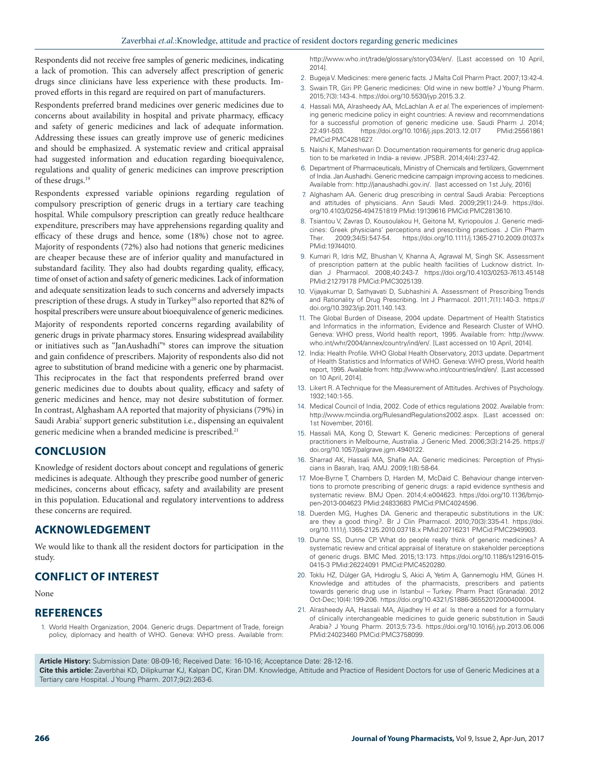Respondents did not receive free samples of generic medicines, indicating a lack of promotion. This can adversely affect prescription of generic drugs since clinicians have less experience with these products. Improved efforts in this regard are required on part of manufacturers.

Respondents preferred brand medicines over generic medicines due to concerns about availability in hospital and private pharmacy, efficacy and safety of generic medicines and lack of adequate information. Addressing these issues can greatly improve use of generic medicines and should be emphasized. A systematic review and critical appraisal had suggested information and education regarding bioequivalence, regulations and quality of generic medicines can improve prescription of these drugs.[19]

Respondents expressed variable opinions regarding regulation of compulsory prescription of generic drugs in a tertiary care teaching hospital. While compulsory prescription can greatly reduce healthcare expenditure, prescribers may have apprehensions regarding quality and efficacy of these drugs and hence, some (18%) chose not to agree. Majority of respondents (72%) also had notions that generic medicines are cheaper because these are of inferior quality and manufactured in substandard facility. They also had doubts regarding quality, efficacy, time of onset of action and safety of generic medicines. Lack of information and adequate sensitization leads to such concerns and adversely impacts prescription of these drugs. A study in Turkey[20] also reported that 82% of hospital prescribers were unsure about bioequivalence of generic medicines.

Majority of respondents reported concerns regarding availability of generic drugs in private pharmacy stores. Ensuring widespread availability or initiatives such as "JanAushadhi"[6] stores can improve the situation and gain confidence of prescribers. Majority of respondents also did not agree to substitution of brand medicine with a generic one by pharmacist. This reciprocates in the fact that respondents preferred brand over generic medicines due to doubts about quality, efficacy and safety of generic medicines and hence, may not desire substitution of former. In contrast, Alghasham AA reported that majority of physicians (79%) in Saudi Arabia[7] support generic substitution i.e., dispensing an equivalent generic medicine when a branded medicine is prescribed.[21]

## CONCLUSION

Knowledge of resident doctors about concept and regulations of generic medicines is adequate. Although they prescribe good number of generic medicines, concerns about efficacy, safety and availability are present in this population. Educational and regulatory interventions to address these concerns are required.

## ACKNOWLEDGEMENT

We would like to thank all the resident doctors for participation in the study.

## CONFLICT OF INTEREST

None

## REFERENCES

1. World Health Organization, 2004. Generic drugs. Department of Trade, foreign policy, diplomacy and health of WHO. Geneva: WHO press. Available from: http://www.who.int/trade/glossary/story034/en/. [Last accessed on 10 April, 2014].
2. Bugeja V. Medicines: mere generic facts. J Malta Coll Pharm Pract. 2007;13:42-4.
3. Swain TR, Giri PP. Generic medicines: Old wine in new bottle? J Young Pharm. 2015;7(3):143-4. https://doi.org/10.5530/jyp.2015.3.2.
4. Hassali MA, Alrasheedy AA, McLachlan A *et al.* The experiences of implementing generic medicine policy in eight countries: A review and recommendations for a successful promotion of generic medicine use. Saudi Pharm J. 2014; 22:491-503. https://doi.org/10.1016/j.jsps.2013.12.017 PMid:25561861 PMCid:PMC4281627.
5. Naishi K, Maheshwari D. Documentation requirements for generic drug application to be marketed in India- a review. JPSBR. 2014;4(4):237-42.
6. Department of Pharmaceuticals, Ministry of Chemicals and fertilizers, Government of India. Jan Aushadhi. Generic medicine campaign improving access to medicines. Available from: http://janaushadhi.gov.in/. [last accessed on 1st July, 2016]
7. Alghasham AA. Generic drug prescribing in central Saudi Arabia: Perceptions and attitudes of physicians. Ann Saudi Med. 2009;29(1):24-9. https://doi.org/10.4103/0256-4947.51819 PMid:19139616 PMCid:PMC2813610.
8. Tsiantou V, Zavras D, Kousoulakou H, Geitona M, Kyriopoulos J. Generic medicines: Greek physicians' perceptions and prescribing practices. J Clin Pharm Ther. 2009;34(5):547-54. https://doi.org/10.1111/j.1365-2710.2009.01037.x PMid:19744010.
9. Kumari R, Idris MZ, Bhushan V, Khanna A, Agrawal M, Singh SK. Assessment of prescription pattern at the public health facilities of Lucknow district. Indian J Pharmacol. 2008;40:243-7. https://doi.org/10.4103/0253-7613.45148 PMid:21279178 PMCid:PMC3025139.
10. Vijayakumar D, Sathyavati D, Subhashini A. Assessment of Prescribing Trends and Rationality of Drug Prescribing. Int J Pharmacol. 2011;7(1):140-3. https://doi.org/10.3923/ijp.2011.140.143.
11. The Global Burden of Disease, 2004 update. Department of Health Statistics and Informatics in the information, Evidence and Research Cluster of WHO. Geneva: WHO press, World health report, 1995. Available from: http://www.who.int/whr/2004/annex/country/ind/en/. [Last accessed on 10 April, 2014].
12. India: Health Profile. WHO Global Health Observatory, 2013 update. Department of Health Statistics and Informatics of WHO. Geneva: WHO press, World health report, 1995. Available from: http://www.who.int/countries/ind/en/. [Last accessed on 10 April, 2014].
13. Likert R. A Technique for the Measurement of Attitudes. Archives of Psychology. 1932;140:1-55.
14. Medical Council of India, 2002. Code of ethics regulations 2002. Available from: http://www.mciindia.org/RulesandRegulations2002.aspx. [Last accessed on: 1st November, 2016].
15. Hassali MA, Kong D, Stewart K. Generic medicines: Perceptions of general practitioners in Melbourne, Australia. J Generic Med. 2006;3(3):214-25. https://doi.org/10.1057/palgrave.jgm.4940122.
16. Sharrad AK, Hassali MA, Shafie AA. Generic medicines: Perception of Physicians in Basrah, Iraq. AMJ. 2009;1(8):58-64.
17. Moe-Byrne T, Chambers D, Harden M, McDaid C. Behaviour change interventions to promote prescribing of generic drugs: a rapid evidence synthesis and systematic review. BMJ Open. 2014;4:e004623. https://doi.org/10.1136/bmjopen-2013-004623 PMid:24833683 PMCid:PMC4024596.
18. Duerden MG, Hughes DA. Generic and therapeutic substitutions in the UK: are they a good thing?. Br J Clin Pharmacol. 2010;70(3):335-41. https://doi.org/10.1111/j.1365-2125.2010.03718.x PMid:20716231 PMCid:PMC2949903.
19. Dunne SS, Dunne CP. What do people really think of generic medicines? A systematic review and critical appraisal of literature on stakeholder perceptions of generic drugs. BMC Med. 2015;13:173. https://doi.org/10.1186/s12916-015-0415-3 PMid:26224091 PMCid:PMC4520280.
20. Toklu HZ, Dülger GA, Hıdıroglu S, Akici A, Yetim A, Gannemoglu HM, Günes H. Knowledge and attitudes of the pharmacists, prescribers and patients towards generic drug use in Istanbul – Turkey. Pharm Pract (Granada). 2012 Oct-Dec;10(4):199-206. https://doi.org/10.4321/S1886-36552012000400004.
21. Alrasheedy AA, Hassali MA, Aljadhey H *et al.* Is there a need for a formulary of clinically interchangeable medicines to guide generic substitution in Saudi Arabia? J Young Pharm. 2013;5:73-5. https://doi.org/10.1016/j.jyp.2013.06.006 PMid:24023460 PMCid:PMC3758099.

**Article History:** Submission Date: 08-09-16; Received Date: 16-10-16; Acceptance Date: 28-12-16.

**Cite this article:** Zaverbhai KD, Dilipkumar KJ, Kalpan DC, Kiran DM. Knowledge, Attitude and Practice of Resident Doctors for use of Generic Medicines at a Tertiary care Hospital. J Young Pharm. 2017;9(2):263-6.